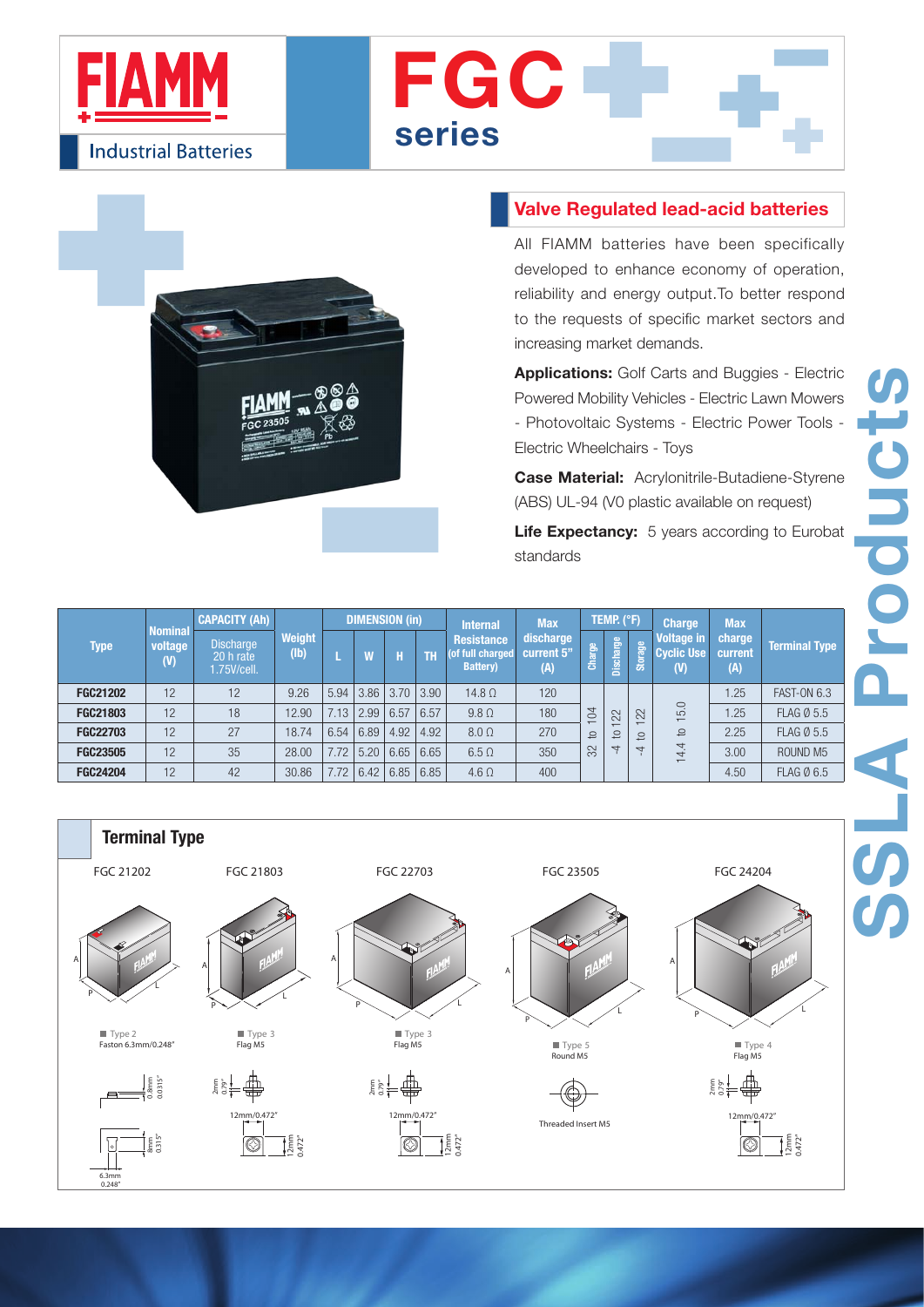# FIAMM

Industrial Batteries

# FGC series

## Valve Regulated lead-acid batteries

All FIAMM batteries have been specifically developed to enhance economy of operation, reliability and energy output.To better respond to the requests of specific market sectors and increasing market demands.

**Applications:** Golf Carts and Buggies - Electric Powered Mobility Vehicles - Electric Lawn Mowers - Photovoltaic Systems - Electric Power Tools - Electric Wheelchairs - Toys

**Case Material:** Acrylonitrile-Butadiene-Styrene (ABS) UL-94 (V0 plastic available on request)

**Life Expectancy:** 5 years according to Eurobat standards

SSLA Products

| Type | Nominal voltage (V) | CAPACITY (Ah) | Weight (lb) | DIMENSION (in) | | | | Internal Resistance (of full charged Battery) | Max discharge current 5" (A) | TEMP. (°F) | | | Charge Voltage in Cyclic Use (V) | Max charge current (A) | Terminal Type |
|---|---|---|---|---|---|---|---|---|---|---|---|---|---|---|---|
| | | Discharge 20 h rate 1.75V/cell. | | L | W | H | TH | | | Charge | Discharge | Storage | | | |
| FGC21202 | 12 | 12 | 9.26 | 5.94 | 3.86 | 3.70 | 3.90 | 14.8 Ω | 120 | 32 to 104 | -4 to 122 | -4 to 122 | 14.4 to 15.0 | 1.25 | FAST-ON 6.3 |
| FGC21803 | 12 | 18 | 12.90 | 7.13 | 2.99 | 6.57 | 6.57 | 9.8 Ω | 180 | | | | | 1.25 | FLAG Ø 5.5 |
| FGC22703 | 12 | 27 | 18.74 | 6.54 | 6.89 | 4.92 | 4.92 | 8.0 Ω | 270 | | | | | 2.25 | FLAG Ø 5.5 |
| FGC23505 | 12 | 35 | 28.00 | 7.72 | 5.20 | 6.65 | 6.65 | 6.5 Ω | 350 | | | | | 3.00 | ROUND M5 |
| FGC24204 | 12 | 42 | 30.86 | 7.72 | 6.42 | 6.85 | 6.85 | 4.6 Ω | 400 | | | | | 4.50 | FLAG Ø 6.5 |

## Terminal Type

FGC 21202 — Type 2, Faston 6.3mm/0.248" (0.8mm/0.0315", 8mm/0.315", 6.3mm/0.248")

FGC 21803 — Type 3, Flag M5 (2mm/0.79", 12mm/0.472", 12mm/0.472")

FGC 22703 — Type 3, Flag M5 (2mm/0.79", 12mm/0.472", 12mm/0.472")

FGC 23505 — Type 5, Round M5 (Threaded Insert M5)

FGC 24204 — Type 4, Flag M5 (2mm/0.79", 12mm/0.472", 12mm/0.472")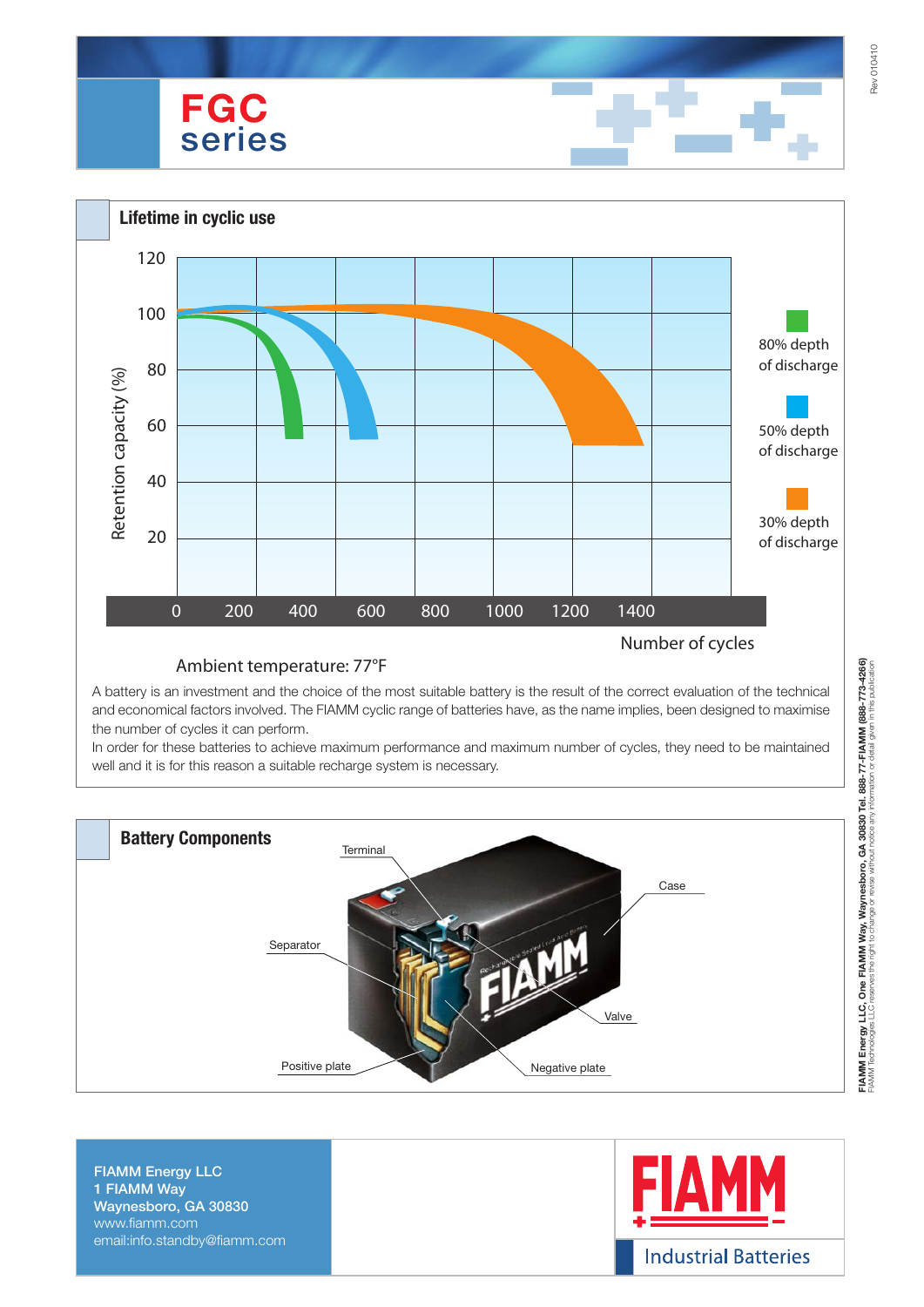# FGC series

## Lifetime in cyclic use

Retention capacity (%)

120
100
80
60
40
20

0 200 400 600 800 1000 1200 1400

Number of cycles

80% depth of discharge

50% depth of discharge

30% depth of discharge

Ambient temperature: 77°F

A battery is an investment and the choice of the most suitable battery is the result of the correct evaluation of the technical and economical factors involved. The FIAMM cyclic range of batteries have, as the name implies, been designed to maximise the number of cycles it can perform.

In order for these batteries to achieve maximum performance and maximum number of cycles, they need to be maintained well and it is for this reason a suitable recharge system is necessary.

## Battery Components

Terminal

Case

Separator

Valve

Positive plate

Negative plate

**FIAMM Energy LLC**
**1 FIAMM Way**
**Waynesboro, GA 30830**
www.fiamm.com
email:info.standby@fiamm.com

FIAMM

Industrial Batteries

**FIAMM Energy LLC, One FIAMM Way, Waynesboro, GA 30830 Tel. 888-77-FIAMM (888-773-4266)**
FIAMM Technologies LLC reserves the right to change or revise without notice any information or detail given in this publication

Rev 010410